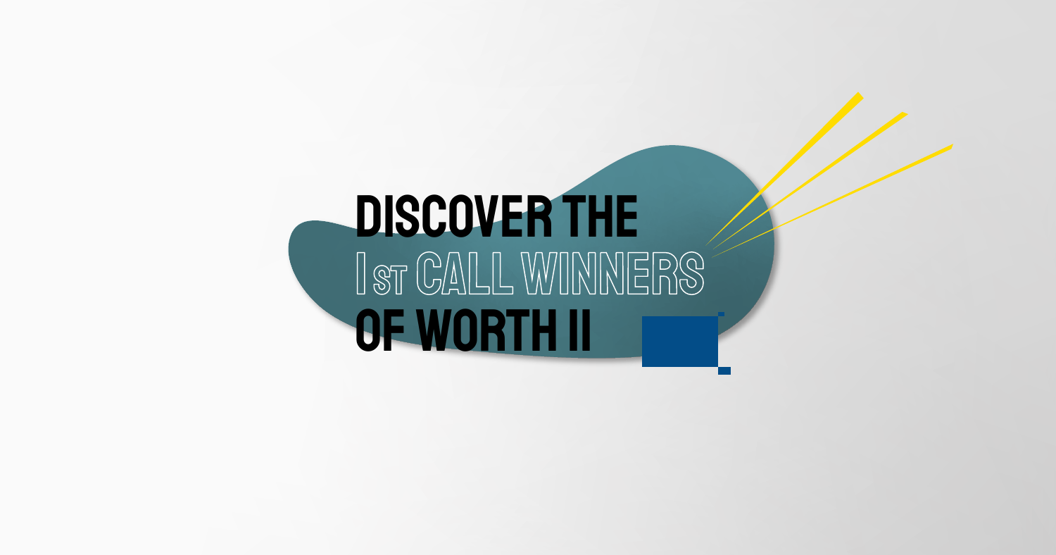# DISCOVER THE 1st CALL WINNERS OF WORTH II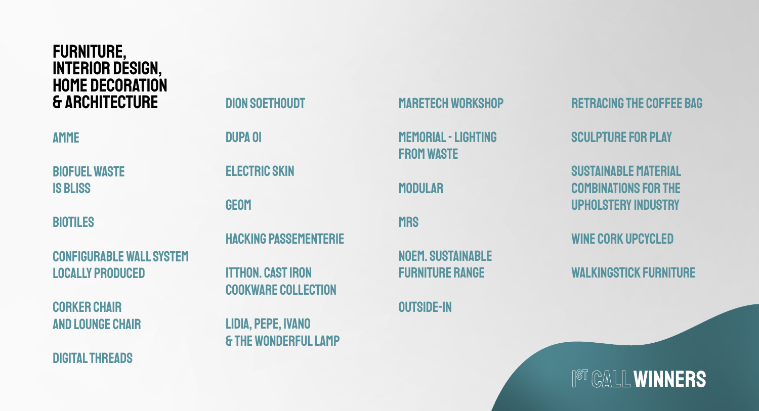# Furniture, Interior Design, Home Decoration & Architecture

- AMME
- BIOFUEL WASTE IS BLISS
- BIOTILES
- CONFIGURABLE WALL SYSTEM LOCALLY PRODUCED
- CORKER CHAIR AND LOUNGE CHAIR
- DIGITAL THREADS
- DION SOETHOUDT
- DUPA 01
- ELECTRIC SKIN
- GEOM
- HACKING PASSEMENTERIE
- ITTHON. CAST IRON COOKWARE COLLECTION
- LIDIA, PEPE, IVANO & THE WONDERFUL LAMP
- MARETECH WORKSHOP
- MEMORIAL - LIGHTING FROM WASTE
- MODULAR
- MRS
- NOEM. SUSTAINABLE FURNITURE RANGE
- OUTSIDE-IN
- RETRACING THE COFFEE BAG
- SCULPTURE FOR PLAY
- SUSTAINABLE MATERIAL COMBINATIONS FOR THE UPHOLSTERY INDUSTRY
- WINE CORK UPCYCLED
- WALKINGSTICK FURNITURE

1ST CALL **WINNERS**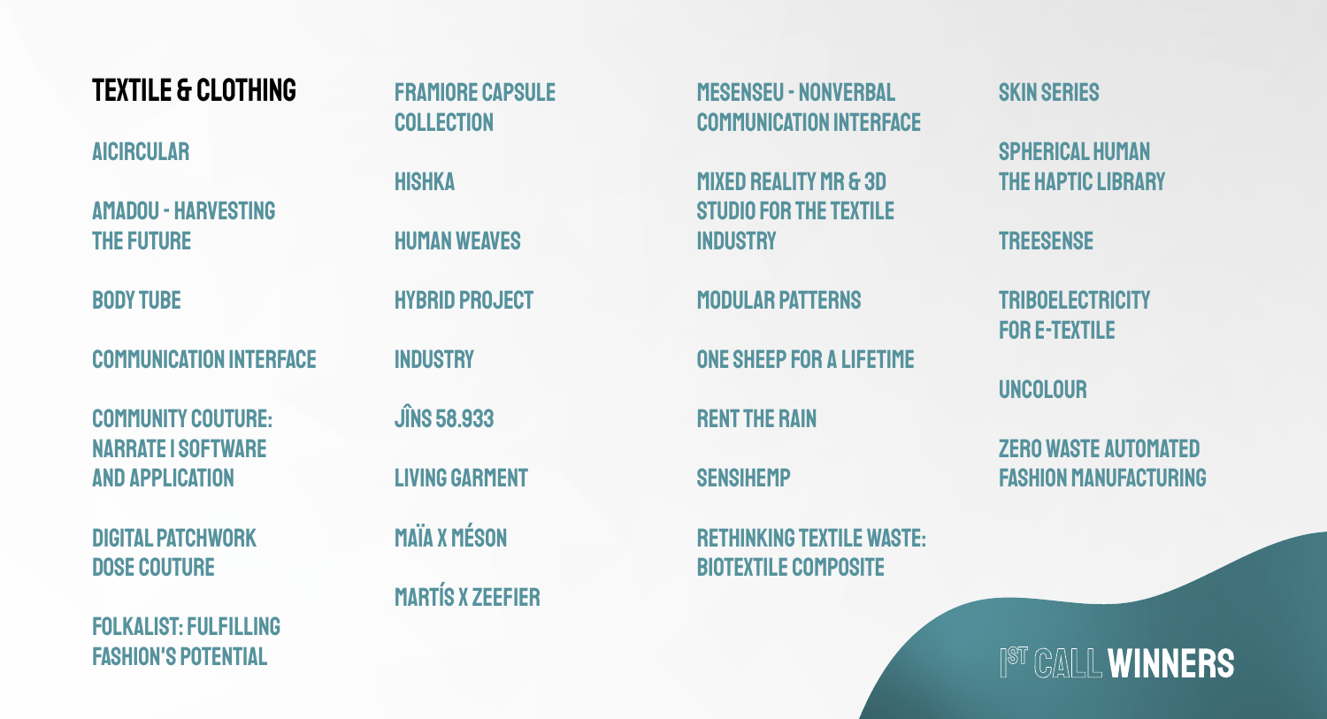# TEXTILE & CLOTHING

- AICIRCULAR
- AMADOU - HARVESTING THE FUTURE
- BODY TUBE
- COMMUNICATION INTERFACE
- COMMUNITY COUTURE: NARRATE I SOFTWARE AND APPLICATION
- DIGITAL PATCHWORK DOSE COUTURE
- FOLKALIST: FULFILLING FASHION'S POTENTIAL
- FRAMIORE CAPSULE COLLECTION
- HISHKA
- HUMAN WEAVES
- HYBRID PROJECT
- INDUSTRY
- JÎNS 58.933
- LIVING GARMENT
- MAÏA X MÉSON
- MARTÍS X ZEEFIER
- MESENSEU - NONVERBAL COMMUNICATION INTERFACE
- MIXED REALITY MR & 3D STUDIO FOR THE TEXTILE INDUSTRY
- MODULAR PATTERNS
- ONE SHEEP FOR A LIFETIME
- RENT THE RAIN
- SENSIHEMP
- RETHINKING TEXTILE WASTE: BIOTEXTILE COMPOSITE
- SKIN SERIES
- SPHERICAL HUMAN THE HAPTIC LIBRARY
- TREESENSE
- TRIBOELECTRICITY FOR E-TEXTILE
- UNCOLOUR
- ZERO WASTE AUTOMATED FASHION MANUFACTURING

1ST CALL WINNERS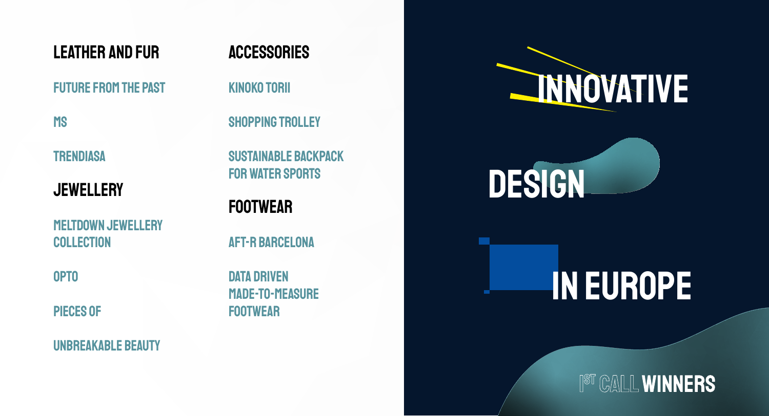# Innovative Design in Europe

## 1st Call Winners

### Leather and Fur

- Future from the Past
- MS
- Trendiasa

### Jewellery

- Meltdown Jewellery Collection
- Opto
- Pieces Of
- Unbreakable Beauty

### Accessories

- Kinoko Torii
- Shopping Trolley
- Sustainable Backpack for Water Sports

### Footwear

- AFT-R Barcelona
- Data Driven Made-to-Measure Footwear